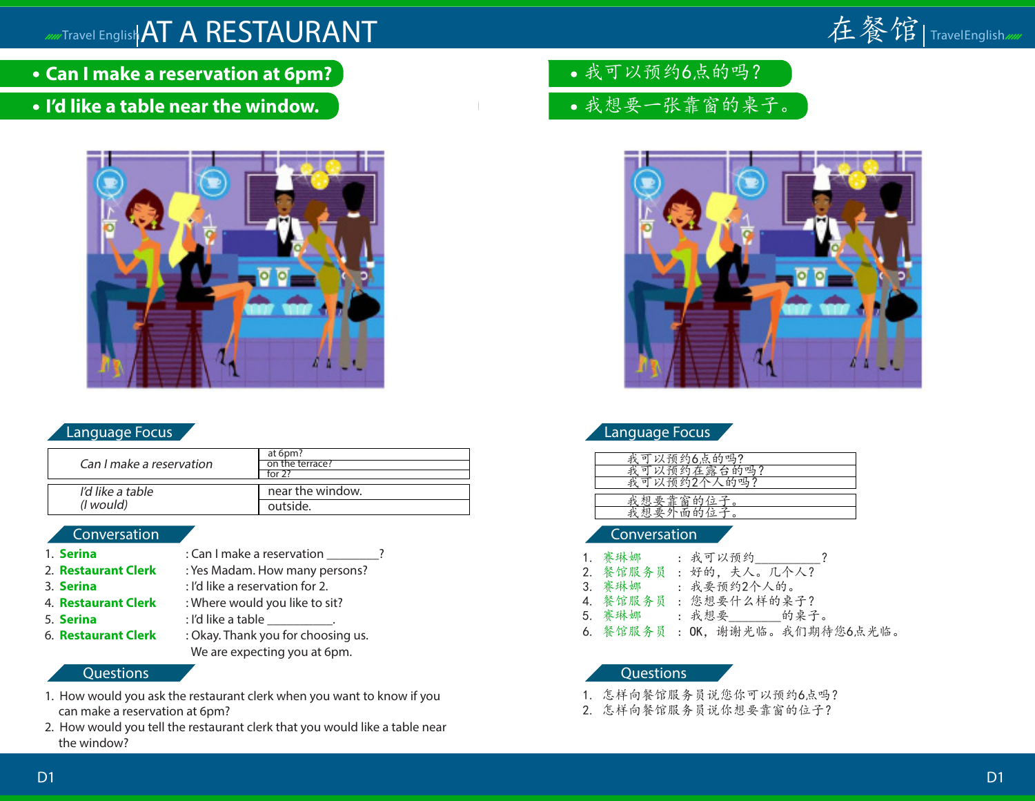# AT A RESTAURANT

- **Can I make a reservation at 6pm?**
- **I'd like a table near the window.**

## Language Focus

| *Can I make a reservation* | at 6pm? |
|---|---|
| | on the terrace? |
| | for 2? |

| *I'd like a table (I would)* | near the window. |
|---|---|
| | outside. |

## Conversation

1. **Serina** : Can I make a reservation ________?
2. **Restaurant Clerk** : Yes Madam. How many persons?
3. **Serina** : I'd like a reservation for 2.
4. **Restaurant Clerk** : Where would you like to sit?
5. **Serina** : I'd like a table __________.
6. **Restaurant Clerk** : Okay. Thank you for choosing us. We are expecting you at 6pm.

## Questions

1. How would you ask the restaurant clerk when you want to know if you can make a reservation at 6pm?
2. How would you tell the restaurant clerk that you would like a table near the window?

# 在餐馆

- 我可以预约6点的吗？
- 我想要一张靠窗的桌子。

## Language Focus

| 我可以预约6点的吗？ |
|---|
| 我可以预约在露台的吗？ |
| 我可以预约2个人的吗？ |

| 我想要靠窗的位子。 |
|---|
| 我想要外面的位子。 |

## Conversation

1. 赛琳娜 ： 我可以预约__________？
2. 餐馆服务员 ： 好的，夫人。几个人？
3. 赛琳娜 ： 我要预约2个人的。
4. 餐馆服务员 ： 您想要什么样的桌子？
5. 赛琳娜 ： 我想要________的桌子。
6. 餐馆服务员 ： OK，谢谢光临。我们期待您6点光临。

## Questions

1. 怎样向餐馆服务员说您你可以预约6点吗？
2. 怎样向餐馆服务员说你想要靠窗的位子？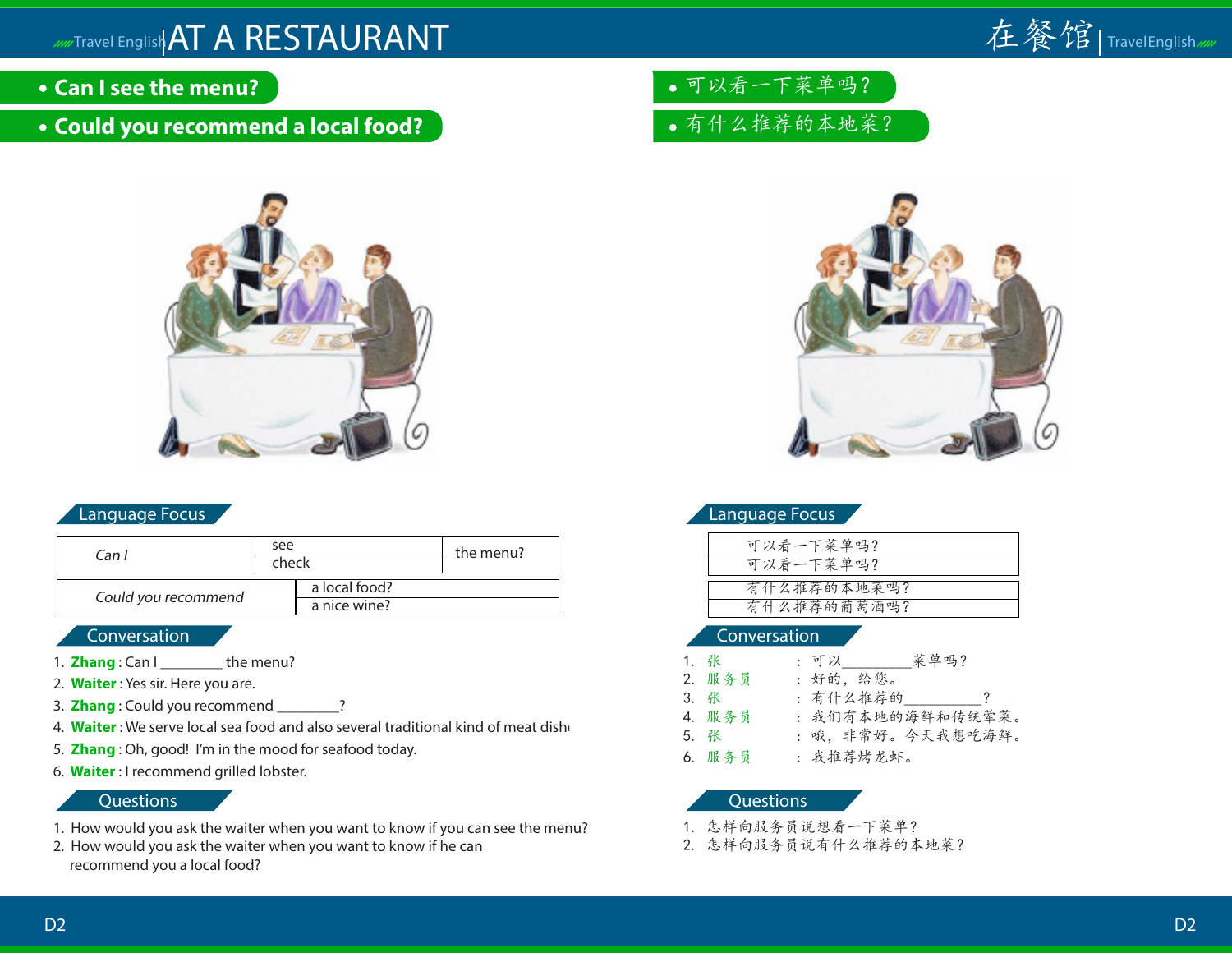# AT A RESTAURANT

- **Can I see the menu?**
- **Could you recommend a local food?**

## Language Focus

| Can I | see | the menu? |
|---|---|---|
| | check | |

| Could you recommend | a local food? |
|---|---|
| | a nice wine? |

## Conversation

1. **Zhang** : Can I ________ the menu?
2. **Waiter** : Yes sir. Here you are.
3. **Zhang** : Could you recommend ________?
4. **Waiter** : We serve local sea food and also several traditional kind of meat dish
5. **Zhang** : Oh, good! I'm in the mood for seafood today.
6. **Waiter** : I recommend grilled lobster.

## Questions

1. How would you ask the waiter when you want to know if you can see the menu?
2. How would you ask the waiter when you want to know if he can recommend you a local food?

# 在餐馆

- 可以看一下菜单吗？
- 有什么推荐的本地菜？

## Language Focus

| 可以看一下菜单吗？ |
|---|
| 可以看一下菜单吗？ |

| 有什么推荐的本地菜吗？ |
|---|
| 有什么推荐的葡萄酒吗？ |

## Conversation

1. 张 ： 可以__________菜单吗？
2. 服务员 ： 好的，给您。
3. 张 ： 有什么推荐的__________？
4. 服务员 ： 我们有本地的海鲜和传统荤菜。
5. 张 ： 哦，非常好。今天我想吃海鲜。
6. 服务员 ： 我推荐烤龙虾。

## Questions

1. 怎样向服务员说想看一下菜单？
2. 怎样向服务员说有什么推荐的本地菜？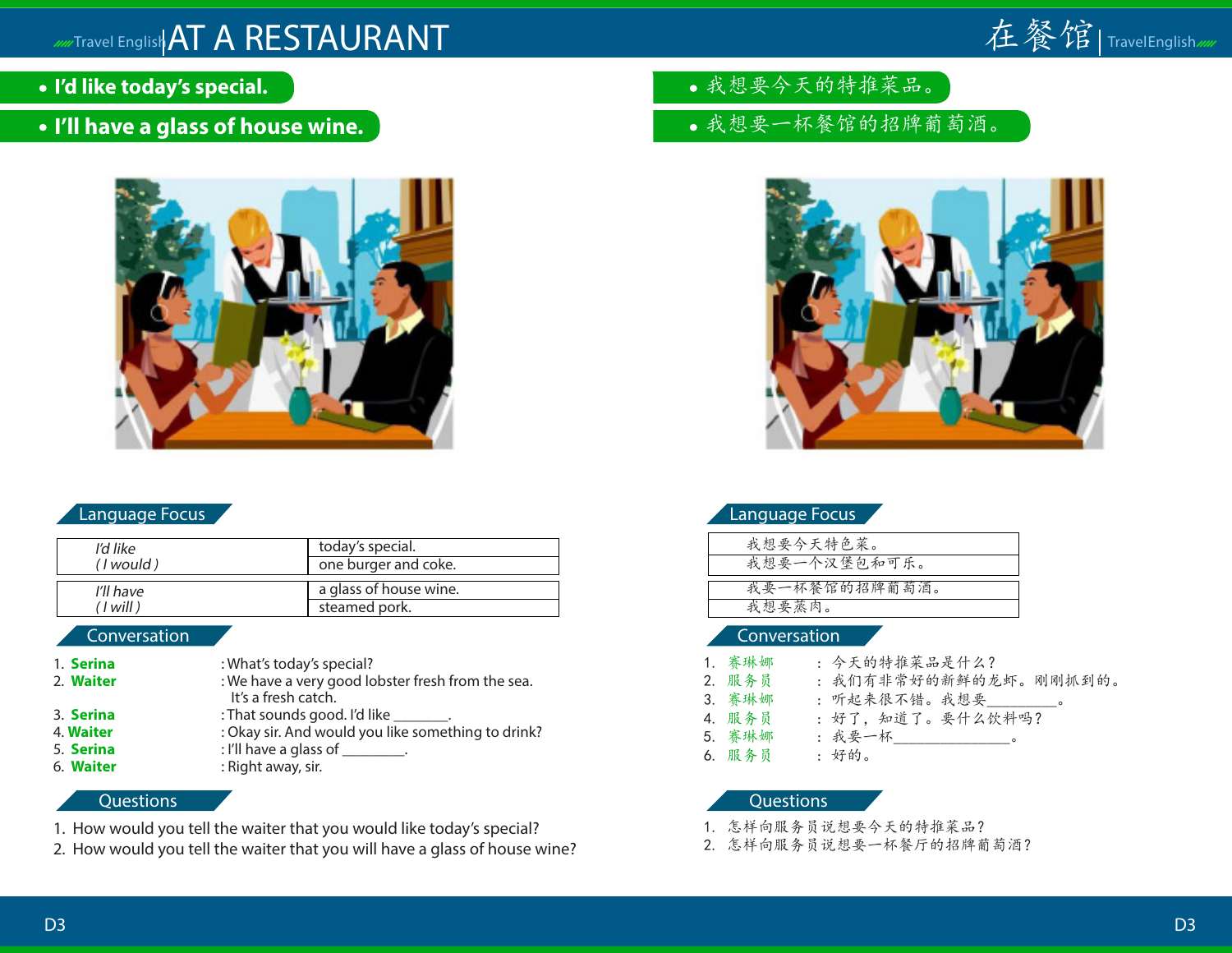# AT A RESTAURANT

- **I'd like today's special.**
- **I'll have a glass of house wine.**

## Language Focus

| *I'd like* (*I would*) | today's special. |
|---|---|
| | one burger and coke. |

| *I'll have* (*I will*) | a glass of house wine. |
|---|---|
| | steamed pork. |

## Conversation

1. **Serina** : What's today's special?
2. **Waiter** : We have a very good lobster fresh from the sea. It's a fresh catch.
3. **Serina** : That sounds good. I'd like _______.
4. **Waiter** : Okay sir. And would you like something to drink?
5. **Serina** : I'll have a glass of ________.
6. **Waiter** : Right away, sir.

## Questions

1. How would you tell the waiter that you would like today's special?
2. How would you tell the waiter that you will have a glass of house wine?

# 在餐馆

- 我想要今天的特推菜品。
- 我想要一杯餐馆的招牌葡萄酒。

## Language Focus

| 我想要今天特色菜。 |
|---|
| 我想要一个汉堡包和可乐。 |

| 我要一杯餐馆的招牌葡萄酒。 |
|---|
| 我想要蒸肉。 |

## Conversation

1. 赛琳娜 ： 今天的特推菜品是什么？
2. 服务员 ： 我们有非常好的新鲜的龙虾。刚刚抓到的。
3. 赛琳娜 ： 听起来很不错。我想要_________。
4. 服务员 ： 好了，知道了。要什么饮料吗？
5. 赛琳娜 ： 我要一杯_______________。
6. 服务员 ： 好的。

## Questions

1. 怎样向服务员说想要今天的特推菜品？
2. 怎样向服务员说想要一杯餐厅的招牌葡萄酒？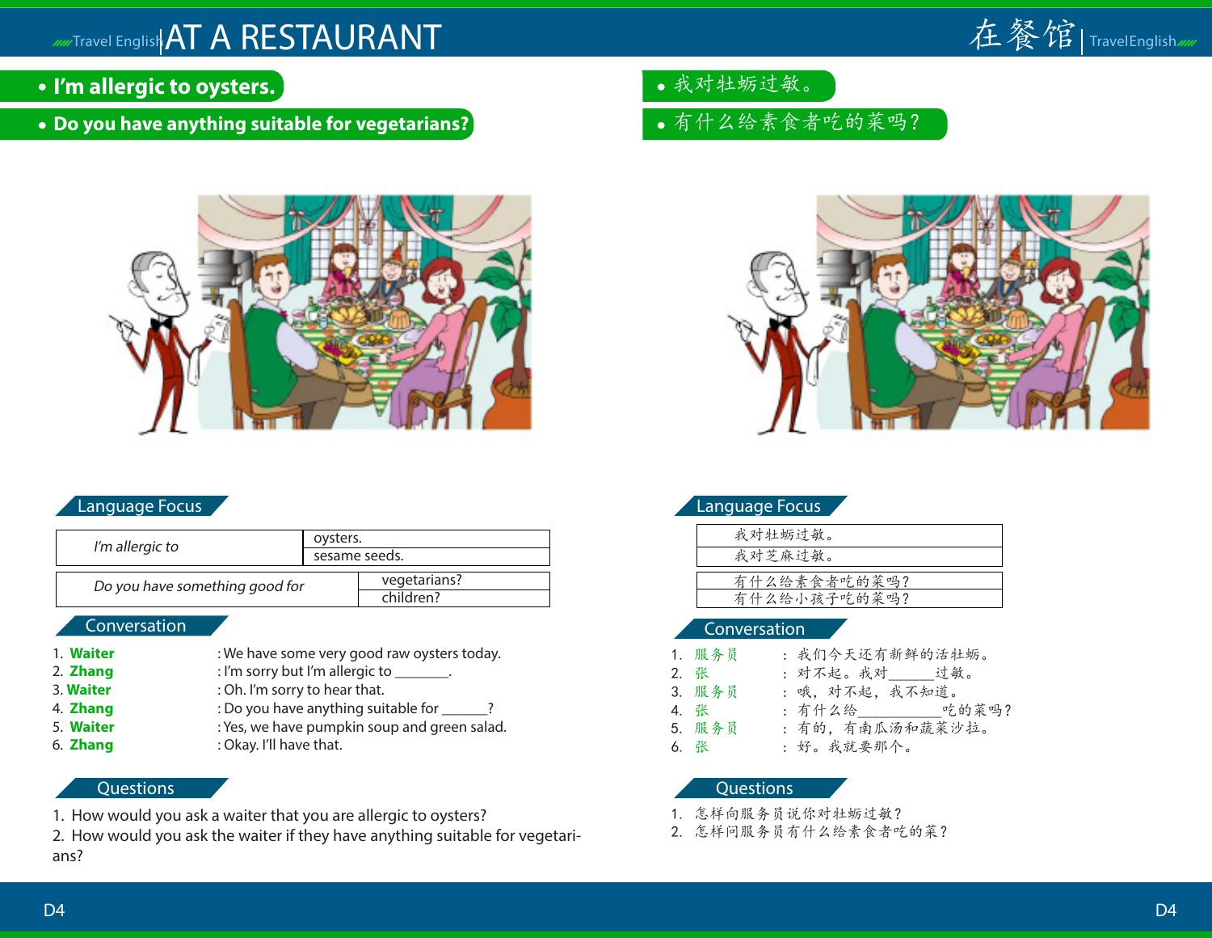# AT A RESTAURANT

# 在餐馆

- **I'm allergic to oysters.**
- **Do you have anything suitable for vegetarians?**

- 我对牡蛎过敏。
- 有什么给素食者吃的菜吗？

## Language Focus

| *I'm allergic to* | oysters. |
|---|---|
| | sesame seeds. |

| *Do you have something good for* | vegetarians? |
|---|---|
| | children? |

## Conversation

1. **Waiter** : We have some very good raw oysters today.
2. **Zhang** : I'm sorry but I'm allergic to _______.
3. **Waiter** : Oh. I'm sorry to hear that.
4. **Zhang** : Do you have anything suitable for ______?
5. **Waiter** : Yes, we have pumpkin soup and green salad.
6. **Zhang** : Okay. I'll have that.

## Questions

1. How would you ask a waiter that you are allergic to oysters?
2. How would you ask the waiter if they have anything suitable for vegetarians?

## Language Focus

| 我对牡蛎过敏。 |
|---|
| 我对芝麻过敏。 |

| 有什么给素食者吃的菜吗？ |
|---|
| 有什么给小孩子吃的菜吗？ |

## Conversation

1. 服务员 ： 我们今天还有新鲜的活牡蛎。
2. 张 ： 对不起。我对______过敏。
3. 服务员 ： 哦，对不起，我不知道。
4. 张 ： 有什么给___________吃的菜吗？
5. 服务员 ： 有的，有南瓜汤和蔬菜沙拉。
6. 张 ： 好。我就要那个。

## Questions

1. 怎样向服务员说你对牡蛎过敏？
2. 怎样问服务员有什么给素食者吃的菜？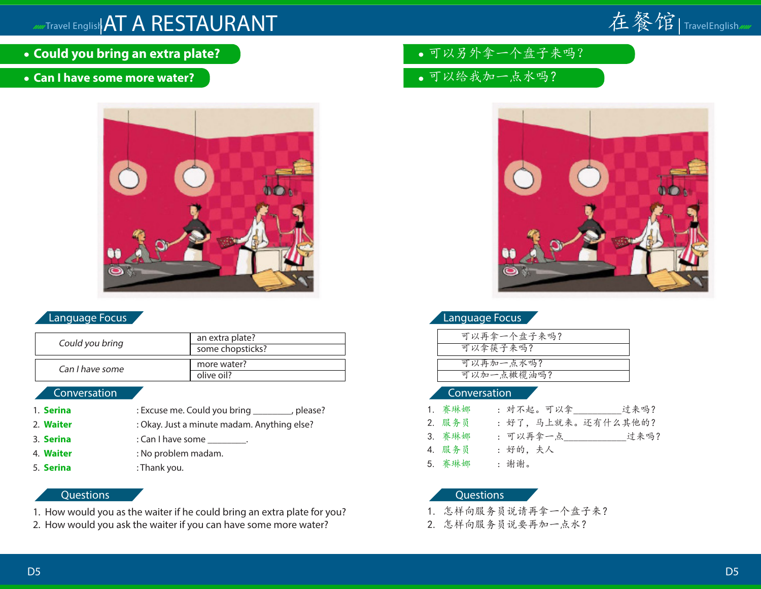# AT A RESTAURANT

- **Could you bring an extra plate?**
- **Can I have some more water?**

## Language Focus

| | |
|---|---|
| *Could you bring* | an extra plate? |
| | some chopsticks? |
| *Can I have some* | more water? |
| | olive oil? |

## Conversation

1. **Serina** : Excuse me. Could you bring ________, please?
2. **Waiter** : Okay. Just a minute madam. Anything else?
3. **Serina** : Can I have some ________.
4. **Waiter** : No problem madam.
5. **Serina** : Thank you.

## Questions

1. How would you as the waiter if he could bring an extra plate for you?
2. How would you ask the waiter if you can have some more water?

# 在餐馆

- 可以另外拿一个盘子来吗？
- 可以给我加一点水吗？

## Language Focus

| |
|---|
| 可以再拿一个盘子来吗？ |
| 可以拿筷子来吗？ |
| 可以再加一点水吗？ |
| 可以加一点橄榄油吗？ |

## Conversation

1. 赛琳娜 ： 对不起。可以拿__________过来吗？
2. 服务员 ： 好了，马上就来。还有什么其他的？
3. 赛琳娜 ： 可以再拿一点____________过来吗？
4. 服务员 ： 好的，夫人
5. 赛琳娜 ： 谢谢。

## Questions

1. 怎样向服务员说请再拿一个盘子来？
2. 怎样向服务员说要再加一点水？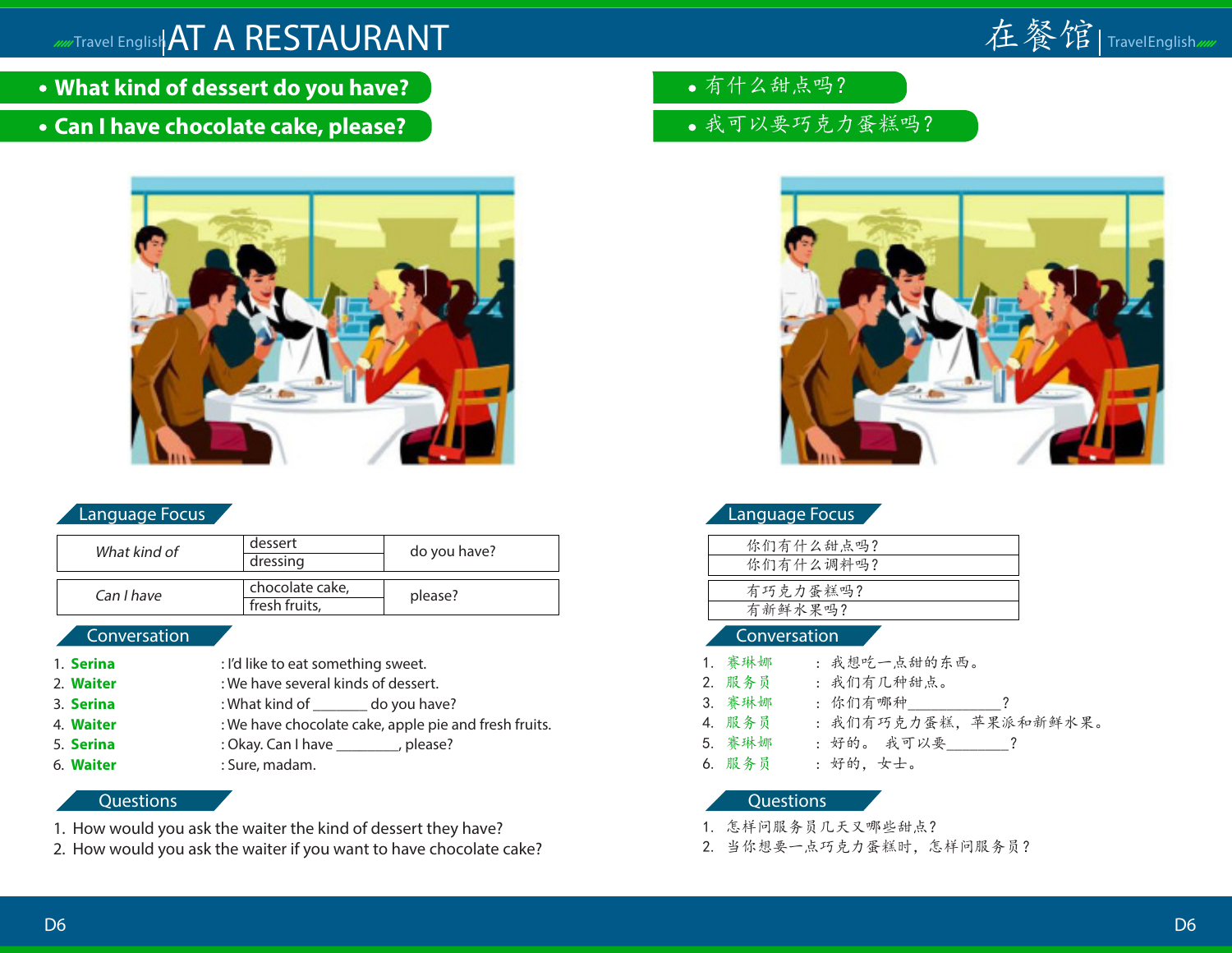# AT A RESTAURANT

- **What kind of dessert do you have?**
- **Can I have chocolate cake, please?**

## Language Focus

| *What kind of* | dessert | do you have? |
|---|---|---|
| | dressing | |

| *Can I have* | chocolate cake, | please? |
|---|---|---|
| | fresh fruits, | |

## Conversation

1. **Serina** : I'd like to eat something sweet.
2. **Waiter** : We have several kinds of dessert.
3. **Serina** : What kind of _______ do you have?
4. **Waiter** : We have chocolate cake, apple pie and fresh fruits.
5. **Serina** : Okay. Can I have ________, please?
6. **Waiter** : Sure, madam.

## Questions

1. How would you ask the waiter the kind of dessert they have?
2. How would you ask the waiter if you want to have chocolate cake?

# 在餐馆

- 有什么甜点吗？
- 我可以要巧克力蛋糕吗？

## Language Focus

| 你们有什么甜点吗？ |
|---|
| 你们有什么调料吗？ |

| 有巧克力蛋糕吗？ |
|---|
| 有新鲜水果吗？ |

## Conversation

1. 赛琳娜 ： 我想吃一点甜的东西。
2. 服务员 ： 我们有几种甜点。
3. 赛琳娜 ： 你们有哪种____________？
4. 服务员 ： 我们有巧克力蛋糕，苹果派和新鲜水果。
5. 赛琳娜 ： 好的。 我可以要________？
6. 服务员 ： 好的，女士。

## Questions

1. 怎样问服务员几天又哪些甜点？
2. 当你想要一点巧克力蛋糕时，怎样问服务员？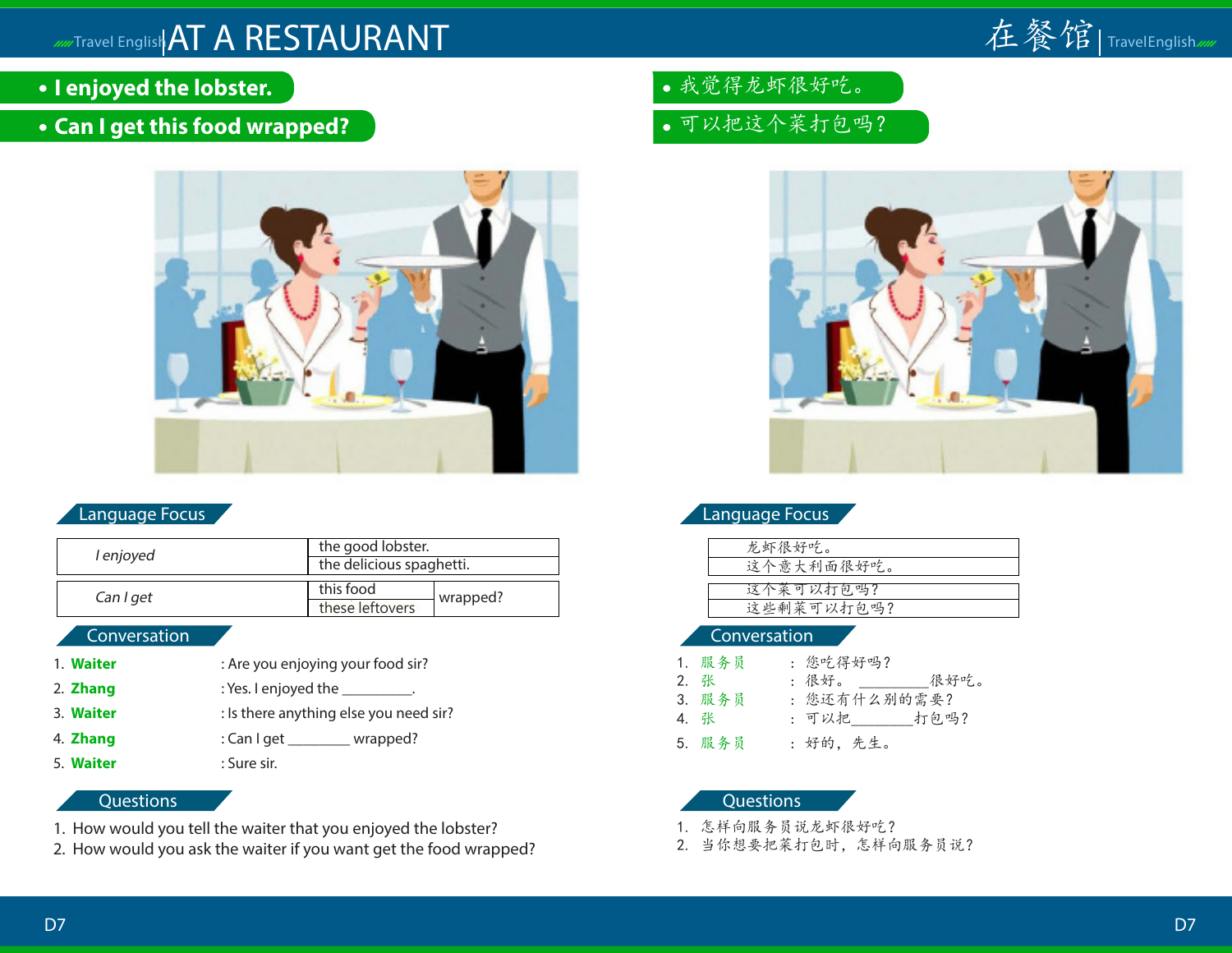# AT A RESTAURANT

- **I enjoyed the lobster.**
- **Can I get this food wrapped?**

## Language Focus

| *I enjoyed* | the good lobster. |
|---|---|
| | the delicious spaghetti. |

| *Can I get* | this food | wrapped? |
|---|---|---|
| | these leftovers | |

## Conversation

1. **Waiter** : Are you enjoying your food sir?
2. **Zhang** : Yes. I enjoyed the _________.
3. **Waiter** : Is there anything else you need sir?
4. **Zhang** : Can I get ________ wrapped?
5. **Waiter** : Sure sir.

## Questions

1. How would you tell the waiter that you enjoyed the lobster?
2. How would you ask the waiter if you want get the food wrapped?

# 在餐馆

- 我觉得龙虾很好吃。
- 可以把这个菜打包吗？

## Language Focus

| 龙虾很好吃。 |
|---|
| 这个意大利面很好吃。 |

| 这个菜可以打包吗？ |
|---|
| 这些剩菜可以打包吗？ |

## Conversation

1. **服务员** ： 您吃得好吗？
2. **张** ： 很好。 _________很好吃。
3. **服务员** ： 您还有什么别的需要？
4. **张** ： 可以把________打包吗？
5. **服务员** ： 好的，先生。

## Questions

1. 怎样向服务员说龙虾很好吃？
2. 当你想要把菜打包时，怎样向服务员说？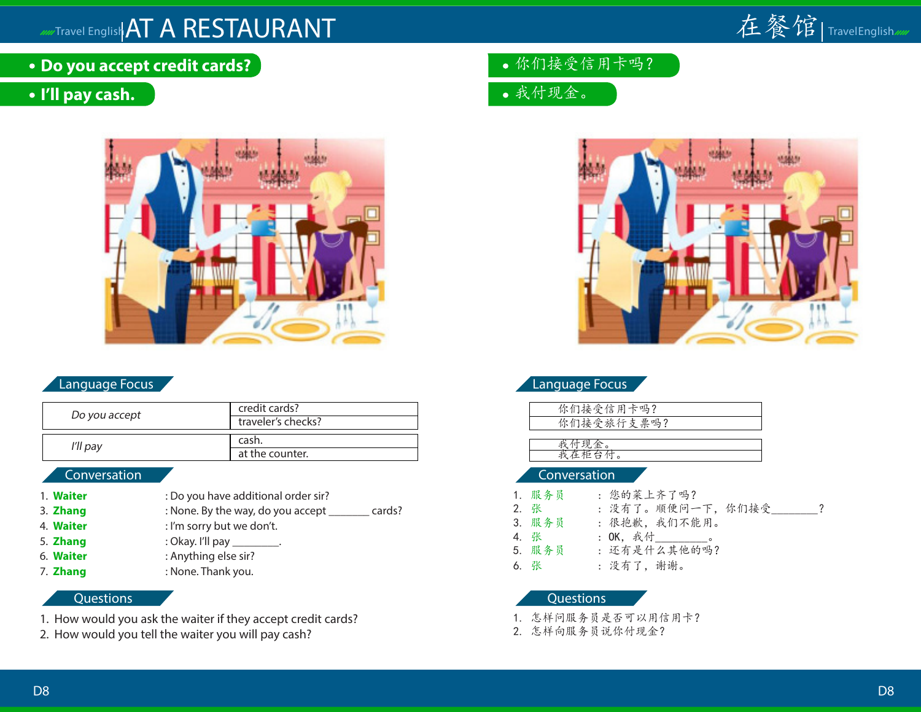# AT A RESTAURANT

# 在餐馆

- **Do you accept credit cards?**
- **I'll pay cash.**

- 你们接受信用卡吗？
- 我付现金。

## Language Focus

| *Do you accept* | credit cards? |
|---|---|
| | traveler's checks? |

| *I'll pay* | cash. |
|---|---|
| | at the counter. |

## Conversation

1. **Waiter** : Do you have additional order sir?
3. **Zhang** : None. By the way, do you accept _______ cards?
4. **Waiter** : I'm sorry but we don't.
5. **Zhang** : Okay. I'll pay ________.
6. **Waiter** : Anything else sir?
7. **Zhang** : None. Thank you.

## Questions

1. How would you ask the waiter if they accept credit cards?
2. How would you tell the waiter you will pay cash?

## Language Focus

| 你们接受信用卡吗？ |
|---|
| 你们接受旅行支票吗？ |

| 我付现金。 |
|---|
| 我在柜台付。 |

## Conversation

1. 服务员 ： 您的菜上齐了吗？
2. 张 ： 没有了。顺便问一下，你们接受________？
3. 服务员 ： 很抱歉，我们不能用。
4. 张 ： OK，我付_________。
5. 服务员 ： 还有是什么其他的吗？
6. 张 ： 没有了，谢谢。

## Questions

1. 怎样问服务员是否可以用信用卡？
2. 怎样向服务员说你付现金？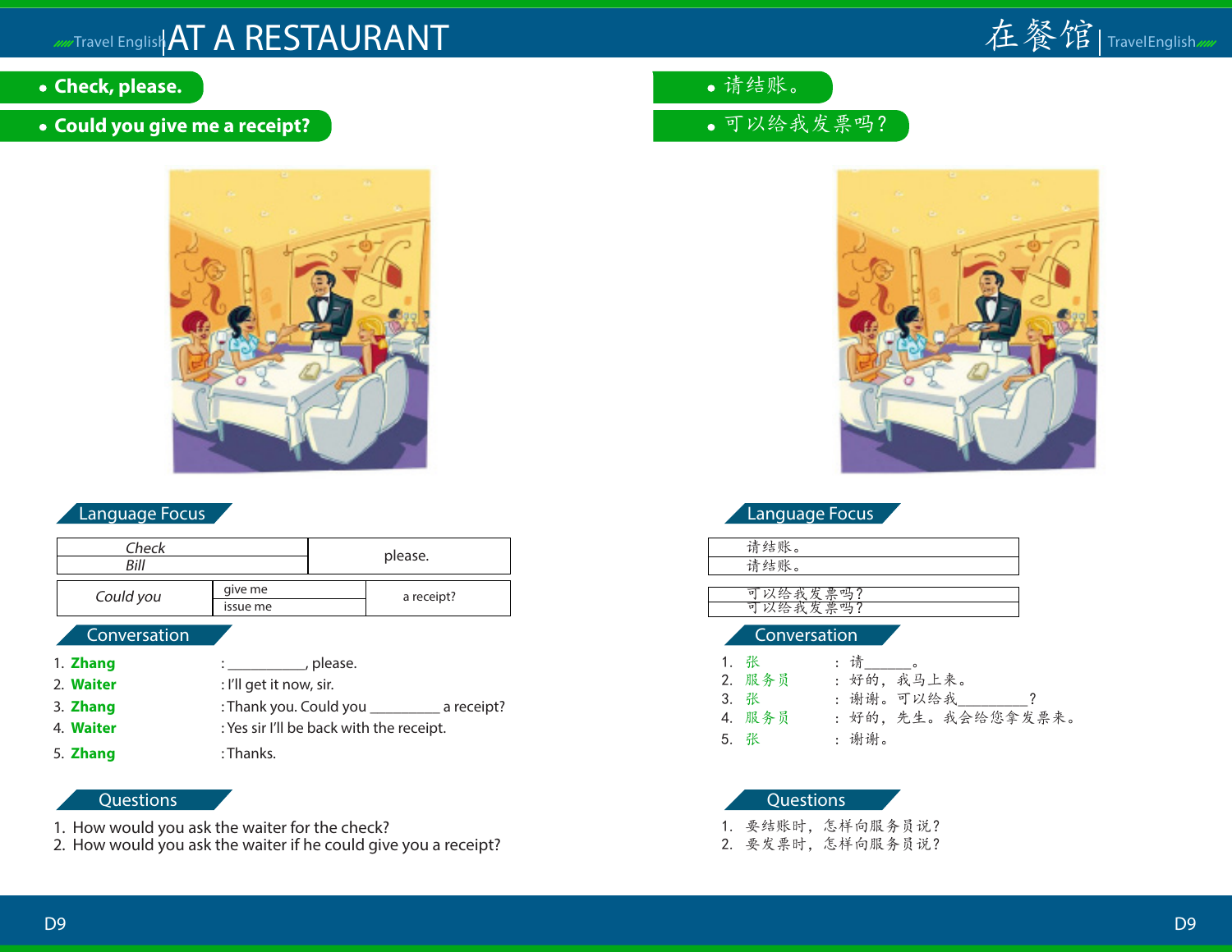# AT A RESTAURANT

- **Check, please.**
- **Could you give me a receipt?**

## Language Focus

| *Check* / *Bill* | please. |
|---|---|

| *Could you* | give me / issue me | a receipt? |
|---|---|---|

## Conversation

1. **Zhang** : __________, please.
2. **Waiter** : I'll get it now, sir.
3. **Zhang** : Thank you. Could you _________ a receipt?
4. **Waiter** : Yes sir I'll be back with the receipt.
5. **Zhang** : Thanks.

## Questions

1. How would you ask the waiter for the check?
2. How would you ask the waiter if he could give you a receipt?

# 在餐馆

- 请结账。
- 可以给我发票吗？

## Language Focus

| 请结账。 |
|---|
| 请结账。 |

| 可以给我发票吗？ |
|---|
| 可以给我发票吗？ |

## Conversation

1. 张 ： 请______。
2. 服务员 ： 好的，我马上来。
3. 张 ： 谢谢。可以给我_________？
4. 服务员 ： 好的，先生。我会给您拿发票来。
5. 张 ： 谢谢。

## Questions

1. 要结账时，怎样向服务员说？
2. 要发票时，怎样向服务员说？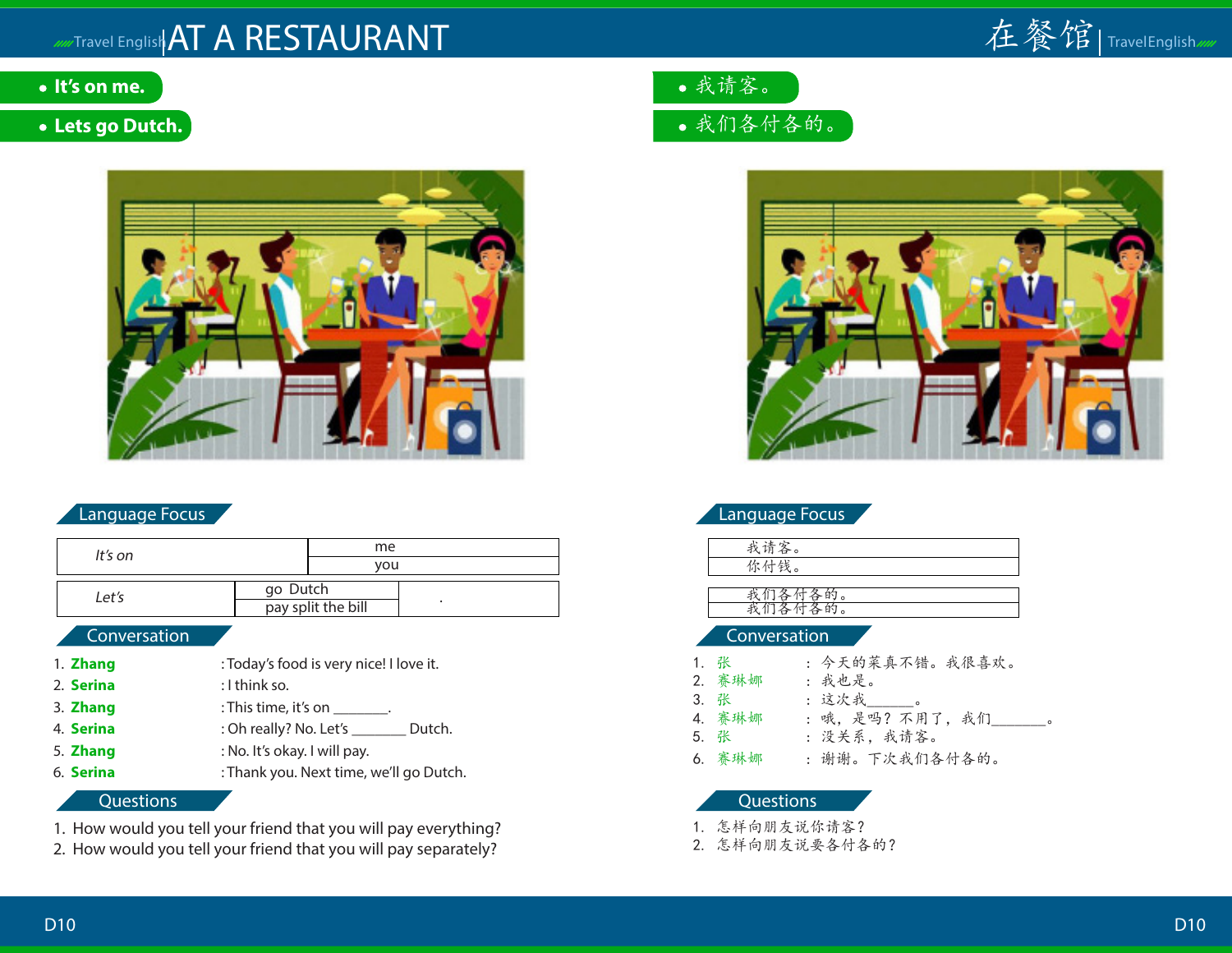# AT A RESTAURANT

- **It's on me.**
- **Lets go Dutch.**

## Language Focus

| | |
|---|---|
| *It's on* | me |
| | you |

| | | |
|---|---|---|
| *Let's* | go Dutch | . |
| | pay split the bill | |

## Conversation

1. **Zhang** : Today's food is very nice! I love it.
2. **Serina** : I think so.
3. **Zhang** : This time, it's on _______.
4. **Serina** : Oh really? No. Let's _______ Dutch.
5. **Zhang** : No. It's okay. I will pay.
6. **Serina** : Thank you. Next time, we'll go Dutch.

## Questions

1. How would you tell your friend that you will pay everything?
2. How would you tell your friend that you will pay separately?

# 在餐馆

- 我请客。
- 我们各付各的。

## Language Focus

| |
|---|
| 我请客。 |
| 你付钱。 |

| |
|---|
| 我们各付各的。 |
| 我们各付各的。 |

## Conversation

1. 张 ： 今天的菜真不错。我很喜欢。
2. 赛琳娜 ： 我也是。
3. 张 ： 这次我______。
4. 赛琳娜 ： 哦，是吗？不用了，我们_______。
5. 张 ： 没关系，我请客。
6. 赛琳娜 ： 谢谢。下次我们各付各的。

## Questions

1. 怎样向朋友说你请客？
2. 怎样向朋友说要各付各的？